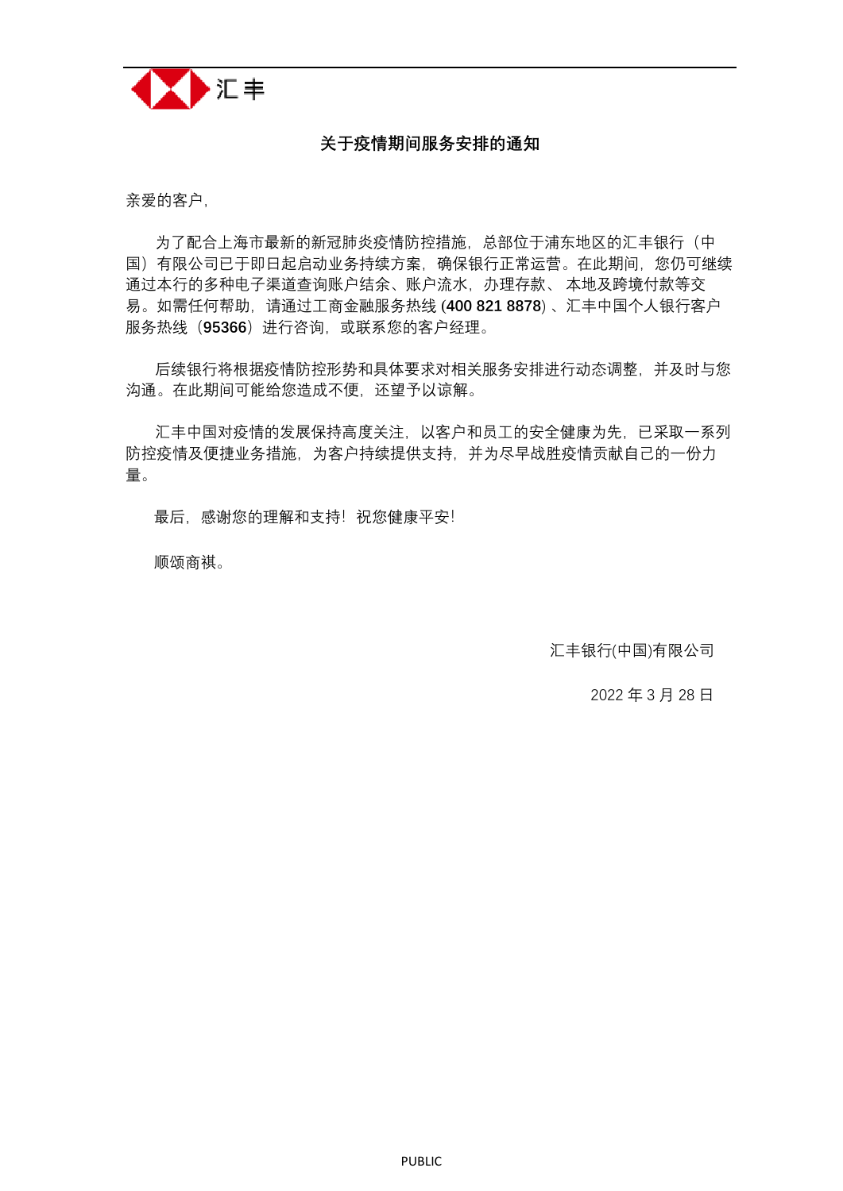汇丰

## 关于疫情期间服务安排的通知

亲爱的客户，

为了配合上海市最新的新冠肺炎疫情防控措施，总部位于浦东地区的汇丰银行（中国）有限公司已于即日起启动业务持续方案，确保银行正常运营。在此期间，您仍可继续通过本行的多种电子渠道查询账户结余、账户流水，办理存款、本地及跨境付款等交易。如需任何帮助，请通过工商金融服务热线 (**400 821 8878**) 、汇丰中国个人银行客户服务热线（**95366**）进行咨询，或联系您的客户经理。

后续银行将根据疫情防控形势和具体要求对相关服务安排进行动态调整，并及时与您沟通。在此期间可能给您造成不便，还望予以谅解。

汇丰中国对疫情的发展保持高度关注，以客户和员工的安全健康为先，已采取一系列防控疫情及便捷业务措施，为客户持续提供支持，并为尽早战胜疫情贡献自己的一份力量。

最后，感谢您的理解和支持！祝您健康平安！

顺颂商祺。

汇丰银行(中国)有限公司

2022 年 3 月 28 日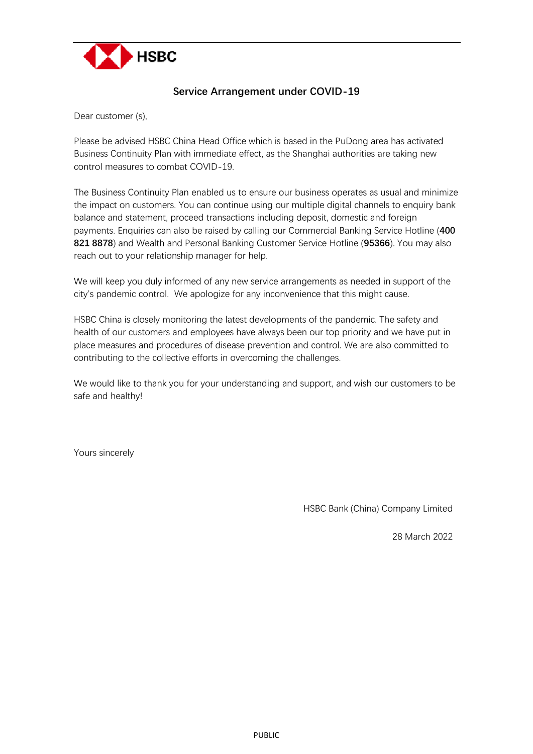HSBC

## Service Arrangement under COVID-19

Dear customer (s),

Please be advised HSBC China Head Office which is based in the PuDong area has activated Business Continuity Plan with immediate effect, as the Shanghai authorities are taking new control measures to combat COVID-19.

The Business Continuity Plan enabled us to ensure our business operates as usual and minimize the impact on customers. You can continue using our multiple digital channels to enquiry bank balance and statement, proceed transactions including deposit, domestic and foreign payments. Enquiries can also be raised by calling our Commercial Banking Service Hotline (**400 821 8878**) and Wealth and Personal Banking Customer Service Hotline (**95366**). You may also reach out to your relationship manager for help.

We will keep you duly informed of any new service arrangements as needed in support of the city's pandemic control. We apologize for any inconvenience that this might cause.

HSBC China is closely monitoring the latest developments of the pandemic. The safety and health of our customers and employees have always been our top priority and we have put in place measures and procedures of disease prevention and control. We are also committed to contributing to the collective efforts in overcoming the challenges.

We would like to thank you for your understanding and support, and wish our customers to be safe and healthy!

Yours sincerely

HSBC Bank (China) Company Limited

28 March 2022

PUBLIC